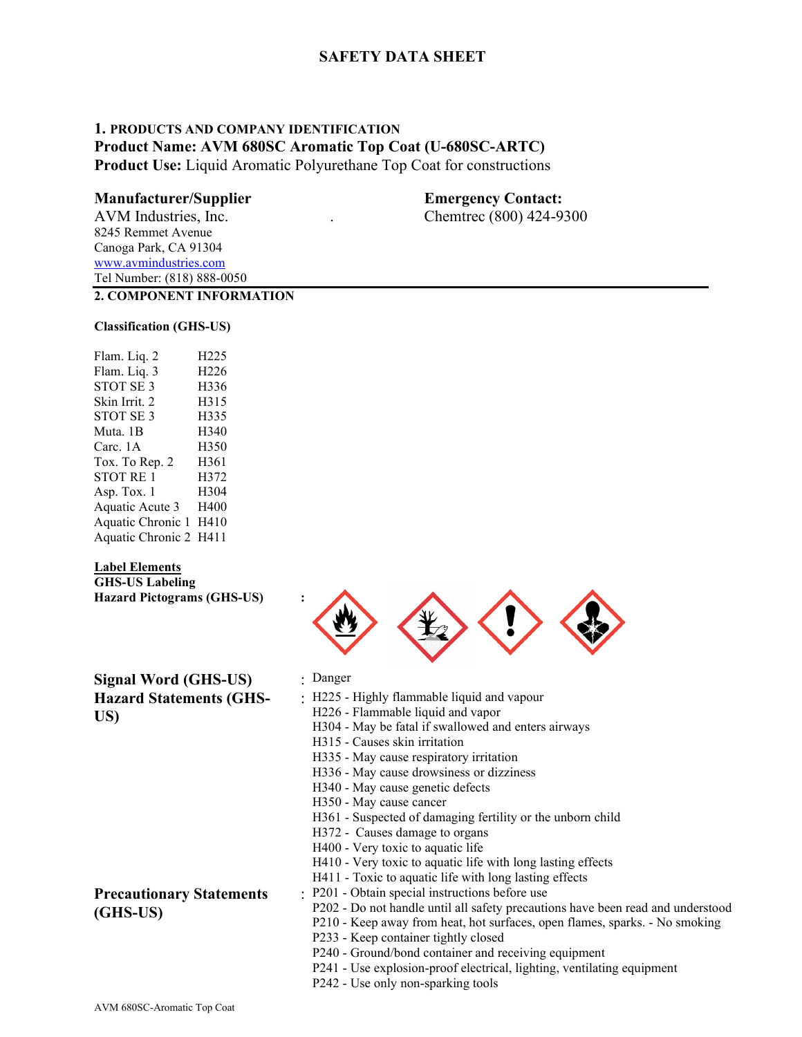# SAFETY DATA SHEET

## 1. PRODUCTS AND COMPANY IDENTIFICATION

**Product Name: AVM 680SC Aromatic Top Coat (U-680SC-ARTC)**

**Product Use:** Liquid Aromatic Polyurethane Top Coat for constructions

**Manufacturer/Supplier**

AVM Industries, Inc.
8245 Remmet Avenue
Canoga Park, CA 91304
www.avmindustries.com
Tel Number: (818) 888-0050

**Emergency Contact:**

Chemtrec (800) 424-9300

## 2. COMPONENT INFORMATION

**Classification (GHS-US)**

| | |
|---|---|
| Flam. Liq. 2 | H225 |
| Flam. Liq. 3 | H226 |
| STOT SE 3 | H336 |
| Skin Irrit. 2 | H315 |
| STOT SE 3 | H335 |
| Muta. 1B | H340 |
| Carc. 1A | H350 |
| Tox. To Rep. 2 | H361 |
| STOT RE 1 | H372 |
| Asp. Tox. 1 | H304 |
| Aquatic Acute 3 | H400 |
| Aquatic Chronic 1 | H410 |
| Aquatic Chronic 2 | H411 |

**Label Elements**

**GHS-US Labeling**

**Hazard Pictograms (GHS-US)** :

**Signal Word (GHS-US)** : Danger

**Hazard Statements (GHS-US)** :

- H225 - Highly flammable liquid and vapour
- H226 - Flammable liquid and vapor
- H304 - May be fatal if swallowed and enters airways
- H315 - Causes skin irritation
- H335 - May cause respiratory irritation
- H336 - May cause drowsiness or dizziness
- H340 - May cause genetic defects
- H350 - May cause cancer
- H361 - Suspected of damaging fertility or the unborn child
- H372 - Causes damage to organs
- H400 - Very toxic to aquatic life
- H410 - Very toxic to aquatic life with long lasting effects
- H411 - Toxic to aquatic life with long lasting effects

**Precautionary Statements (GHS-US)** :

- P201 - Obtain special instructions before use
- P202 - Do not handle until all safety precautions have been read and understood
- P210 - Keep away from heat, hot surfaces, open flames, sparks. - No smoking
- P233 - Keep container tightly closed
- P240 - Ground/bond container and receiving equipment
- P241 - Use explosion-proof electrical, lighting, ventilating equipment
- P242 - Use only non-sparking tools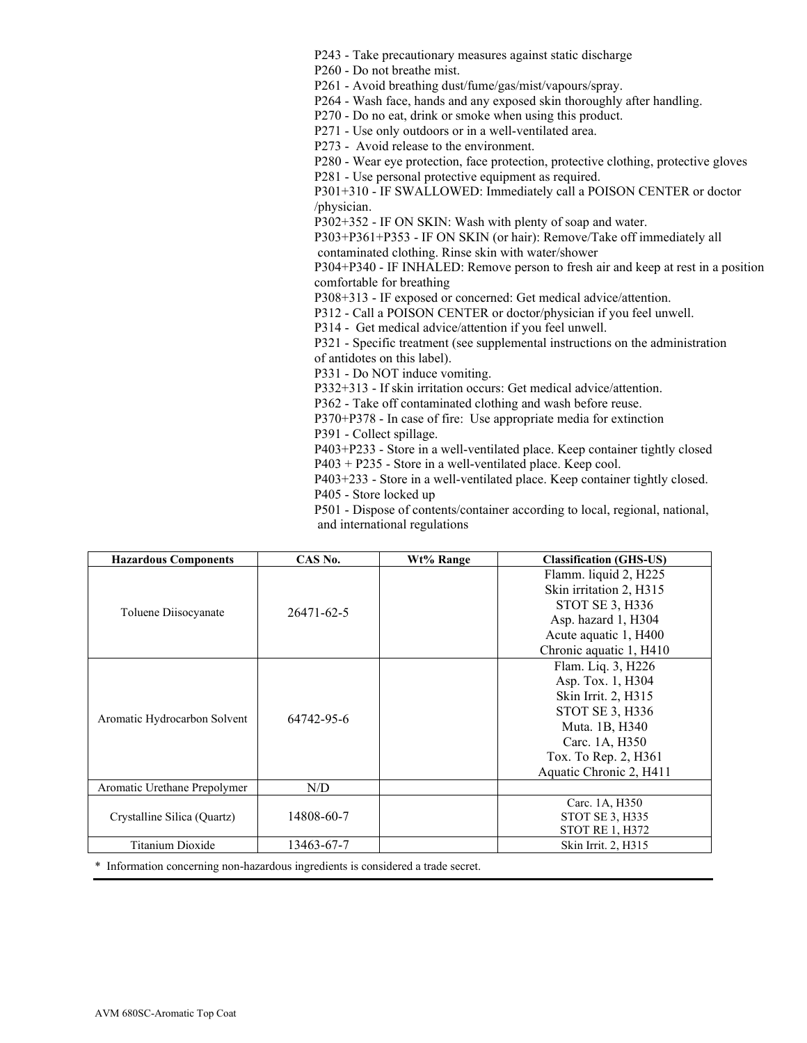P243 - Take precautionary measures against static discharge
P260 - Do not breathe mist.
P261 - Avoid breathing dust/fume/gas/mist/vapours/spray.
P264 - Wash face, hands and any exposed skin thoroughly after handling.
P270 - Do no eat, drink or smoke when using this product.
P271 - Use only outdoors or in a well-ventilated area.
P273 - Avoid release to the environment.
P280 - Wear eye protection, face protection, protective clothing, protective gloves
P281 - Use personal protective equipment as required.
P301+310 - IF SWALLOWED: Immediately call a POISON CENTER or doctor /physician.
P302+352 - IF ON SKIN: Wash with plenty of soap and water.
P303+P361+P353 - IF ON SKIN (or hair): Remove/Take off immediately all contaminated clothing. Rinse skin with water/shower
P304+P340 - IF INHALED: Remove person to fresh air and keep at rest in a position comfortable for breathing
P308+313 - IF exposed or concerned: Get medical advice/attention.
P312 - Call a POISON CENTER or doctor/physician if you feel unwell.
P314 - Get medical advice/attention if you feel unwell.
P321 - Specific treatment (see supplemental instructions on the administration of antidotes on this label).
P331 - Do NOT induce vomiting.
P332+313 - If skin irritation occurs: Get medical advice/attention.
P362 - Take off contaminated clothing and wash before reuse.
P370+P378 - In case of fire: Use appropriate media for extinction
P391 - Collect spillage.
P403+P233 - Store in a well-ventilated place. Keep container tightly closed
P403 + P235 - Store in a well-ventilated place. Keep cool.
P403+233 - Store in a well-ventilated place. Keep container tightly closed.
P405 - Store locked up
P501 - Dispose of contents/container according to local, regional, national, and international regulations

| Hazardous Components | CAS No. | Wt% Range | Classification (GHS-US) |
|---|---|---|---|
| Toluene Diisocyanate | 26471-62-5 | | Flamm. liquid 2, H225<br>Skin irritation 2, H315<br>STOT SE 3, H336<br>Asp. hazard 1, H304<br>Acute aquatic 1, H400<br>Chronic aquatic 1, H410 |
| Aromatic Hydrocarbon Solvent | 64742-95-6 | | Flam. Liq. 3, H226<br>Asp. Tox. 1, H304<br>Skin Irrit. 2, H315<br>STOT SE 3, H336<br>Muta. 1B, H340<br>Carc. 1A, H350<br>Tox. To Rep. 2, H361<br>Aquatic Chronic 2, H411 |
| Aromatic Urethane Prepolymer | N/D | | |
| Crystalline Silica (Quartz) | 14808-60-7 | | Carc. 1A, H350<br>STOT SE 3, H335<br>STOT RE 1, H372 |
| Titanium Dioxide | 13463-67-7 | | Skin Irrit. 2, H315 |

* Information concerning non-hazardous ingredients is considered a trade secret.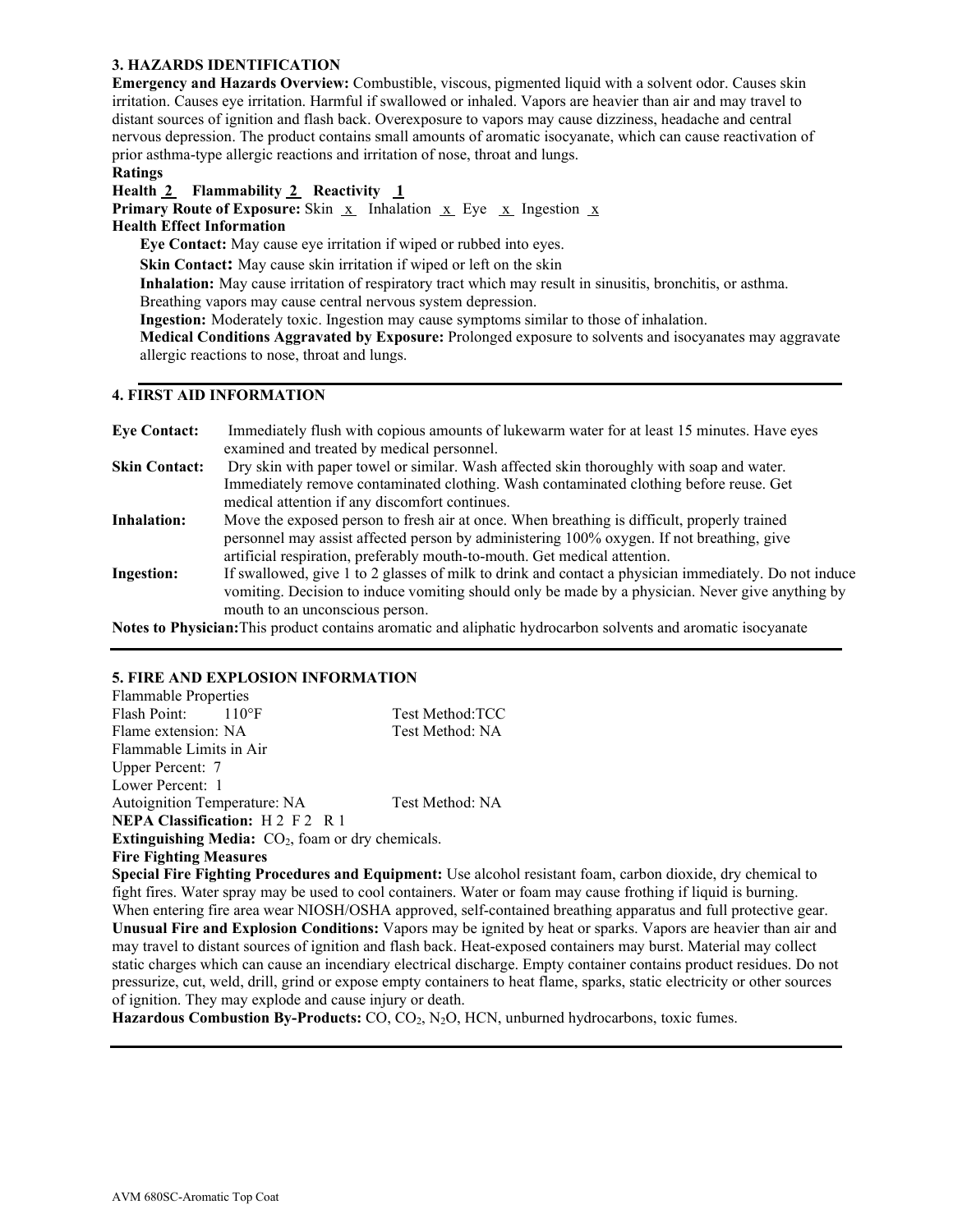## 3. HAZARDS IDENTIFICATION

**Emergency and Hazards Overview:** Combustible, viscous, pigmented liquid with a solvent odor. Causes skin irritation. Causes eye irritation. Harmful if swallowed or inhaled. Vapors are heavier than air and may travel to distant sources of ignition and flash back. Overexposure to vapors may cause dizziness, headache and central nervous depression. The product contains small amounts of aromatic isocyanate, which can cause reactivation of prior asthma-type allergic reactions and irritation of nose, throat and lungs.

**Ratings**

**Health 2 Flammability 2 Reactivity 1**

**Primary Route of Exposure:** Skin x Inhalation x Eye x Ingestion x

**Health Effect Information**

**Eye Contact:** May cause eye irritation if wiped or rubbed into eyes.

**Skin Contact:** May cause skin irritation if wiped or left on the skin

**Inhalation:** May cause irritation of respiratory tract which may result in sinusitis, bronchitis, or asthma. Breathing vapors may cause central nervous system depression.

**Ingestion:** Moderately toxic. Ingestion may cause symptoms similar to those of inhalation.

**Medical Conditions Aggravated by Exposure:** Prolonged exposure to solvents and isocyanates may aggravate allergic reactions to nose, throat and lungs.

## 4. FIRST AID INFORMATION

**Eye Contact:** Immediately flush with copious amounts of lukewarm water for at least 15 minutes. Have eyes examined and treated by medical personnel.

**Skin Contact:** Dry skin with paper towel or similar. Wash affected skin thoroughly with soap and water. Immediately remove contaminated clothing. Wash contaminated clothing before reuse. Get medical attention if any discomfort continues.

**Inhalation:** Move the exposed person to fresh air at once. When breathing is difficult, properly trained personnel may assist affected person by administering 100% oxygen. If not breathing, give artificial respiration, preferably mouth-to-mouth. Get medical attention.

**Ingestion:** If swallowed, give 1 to 2 glasses of milk to drink and contact a physician immediately. Do not induce vomiting. Decision to induce vomiting should only be made by a physician. Never give anything by mouth to an unconscious person.

**Notes to Physician:** This product contains aromatic and aliphatic hydrocarbon solvents and aromatic isocyanate

## 5. FIRE AND EXPLOSION INFORMATION

Flammable Properties

Flash Point: 110°F Test Method:TCC

Flame extension: NA Test Method: NA

Flammable Limits in Air

Upper Percent: 7

Lower Percent: 1

Autoignition Temperature: NA Test Method: NA

**NEPA Classification:** H 2 F 2 R 1

**Extinguishing Media:** $CO_2$, foam or dry chemicals.

**Fire Fighting Measures**

**Special Fire Fighting Procedures and Equipment:** Use alcohol resistant foam, carbon dioxide, dry chemical to fight fires. Water spray may be used to cool containers. Water or foam may cause frothing if liquid is burning. When entering fire area wear NIOSH/OSHA approved, self-contained breathing apparatus and full protective gear.

**Unusual Fire and Explosion Conditions:** Vapors may be ignited by heat or sparks. Vapors are heavier than air and may travel to distant sources of ignition and flash back. Heat-exposed containers may burst. Material may collect static charges which can cause an incendiary electrical discharge. Empty container contains product residues. Do not pressurize, cut, weld, drill, grind or expose empty containers to heat flame, sparks, static electricity or other sources of ignition. They may explode and cause injury or death.

**Hazardous Combustion By-Products:** CO, $CO_2$, $N_2O$, HCN, unburned hydrocarbons, toxic fumes.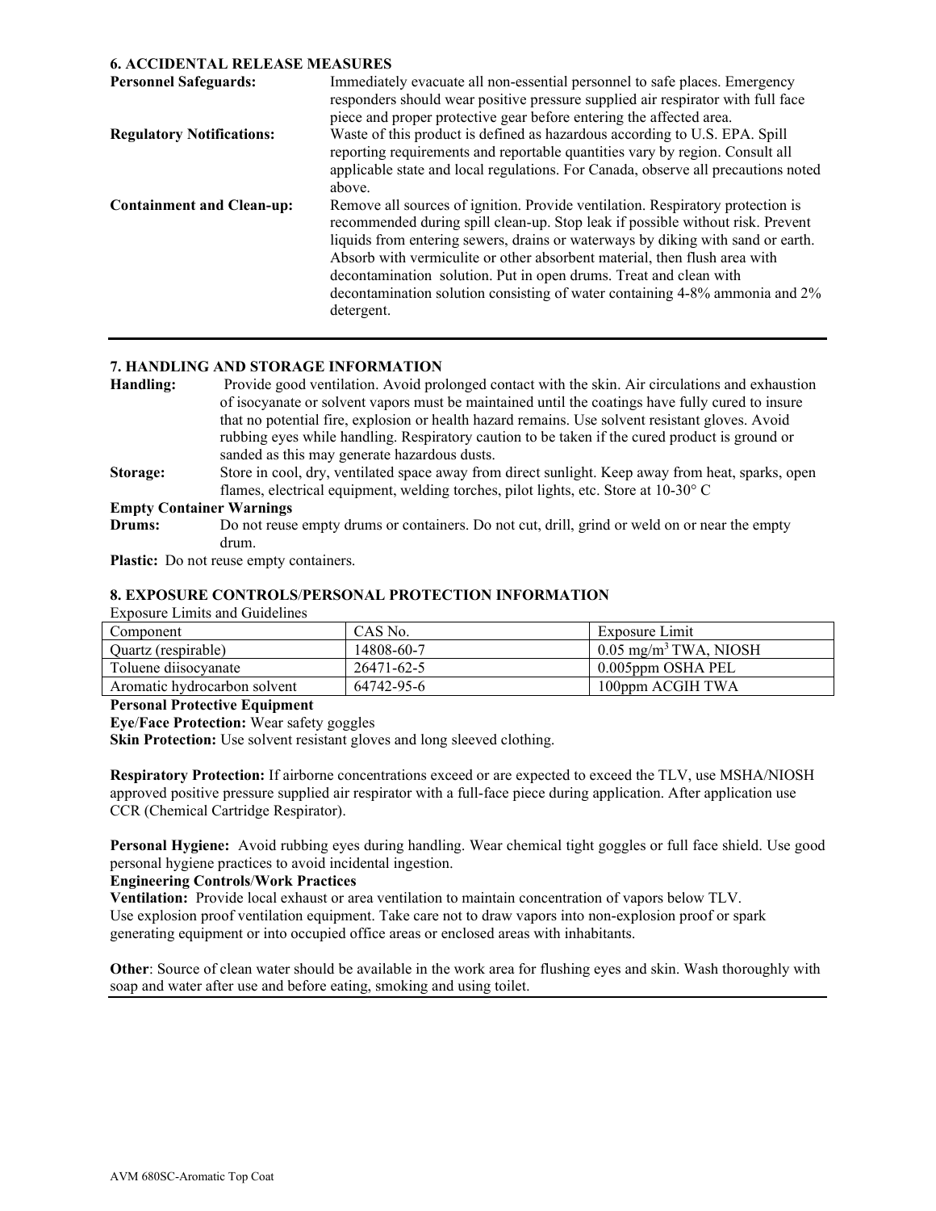## 6. ACCIDENTAL RELEASE MEASURES

**Personnel Safeguards:** Immediately evacuate all non-essential personnel to safe places. Emergency responders should wear positive pressure supplied air respirator with full face piece and proper protective gear before entering the affected area.

**Regulatory Notifications:** Waste of this product is defined as hazardous according to U.S. EPA. Spill reporting requirements and reportable quantities vary by region. Consult all applicable state and local regulations. For Canada, observe all precautions noted above.

**Containment and Clean-up:** Remove all sources of ignition. Provide ventilation. Respiratory protection is recommended during spill clean-up. Stop leak if possible without risk. Prevent liquids from entering sewers, drains or waterways by diking with sand or earth. Absorb with vermiculite or other absorbent material, then flush area with decontamination solution. Put in open drums. Treat and clean with decontamination solution consisting of water containing 4-8% ammonia and 2% detergent.

## 7. HANDLING AND STORAGE INFORMATION

**Handling:** Provide good ventilation. Avoid prolonged contact with the skin. Air circulations and exhaustion of isocyanate or solvent vapors must be maintained until the coatings have fully cured to insure that no potential fire, explosion or health hazard remains. Use solvent resistant gloves. Avoid rubbing eyes while handling. Respiratory caution to be taken if the cured product is ground or sanded as this may generate hazardous dusts.

**Storage:** Store in cool, dry, ventilated space away from direct sunlight. Keep away from heat, sparks, open flames, electrical equipment, welding torches, pilot lights, etc. Store at 10-30° C

**Empty Container Warnings**

**Drums:** Do not reuse empty drums or containers. Do not cut, drill, grind or weld on or near the empty drum.

**Plastic:** Do not reuse empty containers.

## 8. EXPOSURE CONTROLS/PERSONAL PROTECTION INFORMATION

Exposure Limits and Guidelines

| Component | CAS No. | Exposure Limit |
| --- | --- | --- |
| Quartz (respirable) | 14808-60-7 | 0.05 $mg/m^3$ TWA, NIOSH |
| Toluene diisocyanate | 26471-62-5 | 0.005ppm OSHA PEL |
| Aromatic hydrocarbon solvent | 64742-95-6 | 100ppm ACGIH TWA |

**Personal Protective Equipment**

**Eye/Face Protection:** Wear safety goggles

**Skin Protection:** Use solvent resistant gloves and long sleeved clothing.

**Respiratory Protection:** If airborne concentrations exceed or are expected to exceed the TLV, use MSHA/NIOSH approved positive pressure supplied air respirator with a full-face piece during application. After application use CCR (Chemical Cartridge Respirator).

**Personal Hygiene:** Avoid rubbing eyes during handling. Wear chemical tight goggles or full face shield. Use good personal hygiene practices to avoid incidental ingestion.

**Engineering Controls/Work Practices**

**Ventilation:** Provide local exhaust or area ventilation to maintain concentration of vapors below TLV. Use explosion proof ventilation equipment. Take care not to draw vapors into non-explosion proof or spark generating equipment or into occupied office areas or enclosed areas with inhabitants.

**Other**: Source of clean water should be available in the work area for flushing eyes and skin. Wash thoroughly with soap and water after use and before eating, smoking and using toilet.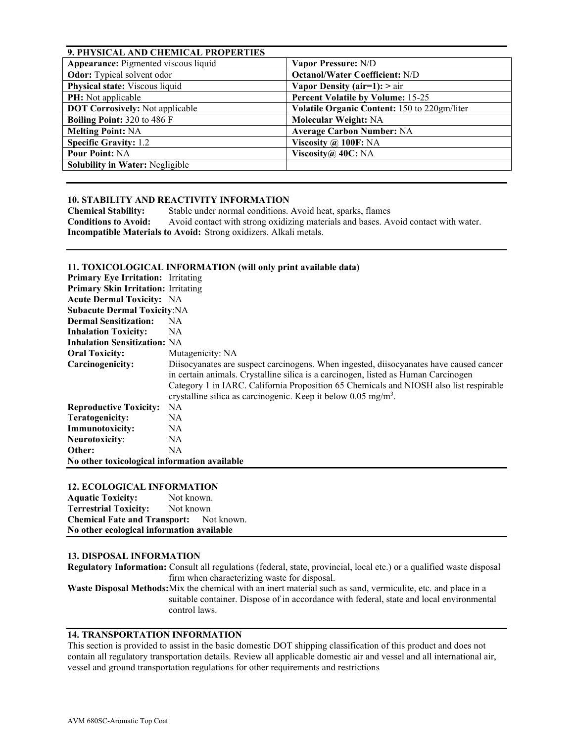## 9. PHYSICAL AND CHEMICAL PROPERTIES

| | |
|---|---|
| **Appearance:** Pigmented viscous liquid | **Vapor Pressure:** N/D |
| **Odor:** Typical solvent odor | **Octanol/Water Coefficient:** N/D |
| **Physical state:** Viscous liquid | **Vapor Density (air=1): >** air |
| **PH:** Not applicable | **Percent Volatile by Volume:** 15-25 |
| **DOT Corrosively:** Not applicable | **Volatile Organic Content:** 150 to 220gm/liter |
| **Boiling Point:** 320 to 486 F | **Molecular Weight:** NA |
| **Melting Point:** NA | **Average Carbon Number:** NA |
| **Specific Gravity:** 1.2 | **Viscosity @ 100F:** NA |
| **Pour Point:** NA | **Viscosity@ 40C:** NA |
| **Solubility in Water:** Negligible | |

## 10. STABILITY AND REACTIVITY INFORMATION

**Chemical Stability:** Stable under normal conditions. Avoid heat, sparks, flames
**Conditions to Avoid:** Avoid contact with strong oxidizing materials and bases. Avoid contact with water.
**Incompatible Materials to Avoid:** Strong oxidizers. Alkali metals.

## 11. TOXICOLOGICAL INFORMATION (will only print available data)

**Primary Eye Irritation:** Irritating
**Primary Skin Irritation:** Irritating
**Acute Dermal Toxicity:** NA
**Subacute Dermal Toxicity**:NA
**Dermal Sensitization:** NA
**Inhalation Toxicity:** NA
**Inhalation Sensitization:** NA
**Oral Toxicity:** Mutagenicity: NA
**Carcinogenicity:** Diisocyanates are suspect carcinogens. When ingested, diisocyanates have caused cancer in certain animals. Crystalline silica is a carcinogen, listed as Human Carcinogen Category 1 in IARC. California Proposition 65 Chemicals and NIOSH also list respirable crystalline silica as carcinogenic. Keep it below 0.05 mg/m$^3$.
**Reproductive Toxicity:** NA
**Teratogenicity:** NA
**Immunotoxicity:** NA
**Neurotoxicity**: NA
**Other:** NA
**No other toxicological information available**

## 12. ECOLOGICAL INFORMATION

**Aquatic Toxicity:** Not known.
**Terrestrial Toxicity:** Not known
**Chemical Fate and Transport:** Not known.
**No other ecological information available**

## 13. DISPOSAL INFORMATION

**Regulatory Information:** Consult all regulations (federal, state, provincial, local etc.) or a qualified waste disposal firm when characterizing waste for disposal.
**Waste Disposal Methods:** Mix the chemical with an inert material such as sand, vermiculite, etc. and place in a suitable container. Dispose of in accordance with federal, state and local environmental control laws.

## 14. TRANSPORTATION INFORMATION

This section is provided to assist in the basic domestic DOT shipping classification of this product and does not contain all regulatory transportation details. Review all applicable domestic air and vessel and all international air, vessel and ground transportation regulations for other requirements and restrictions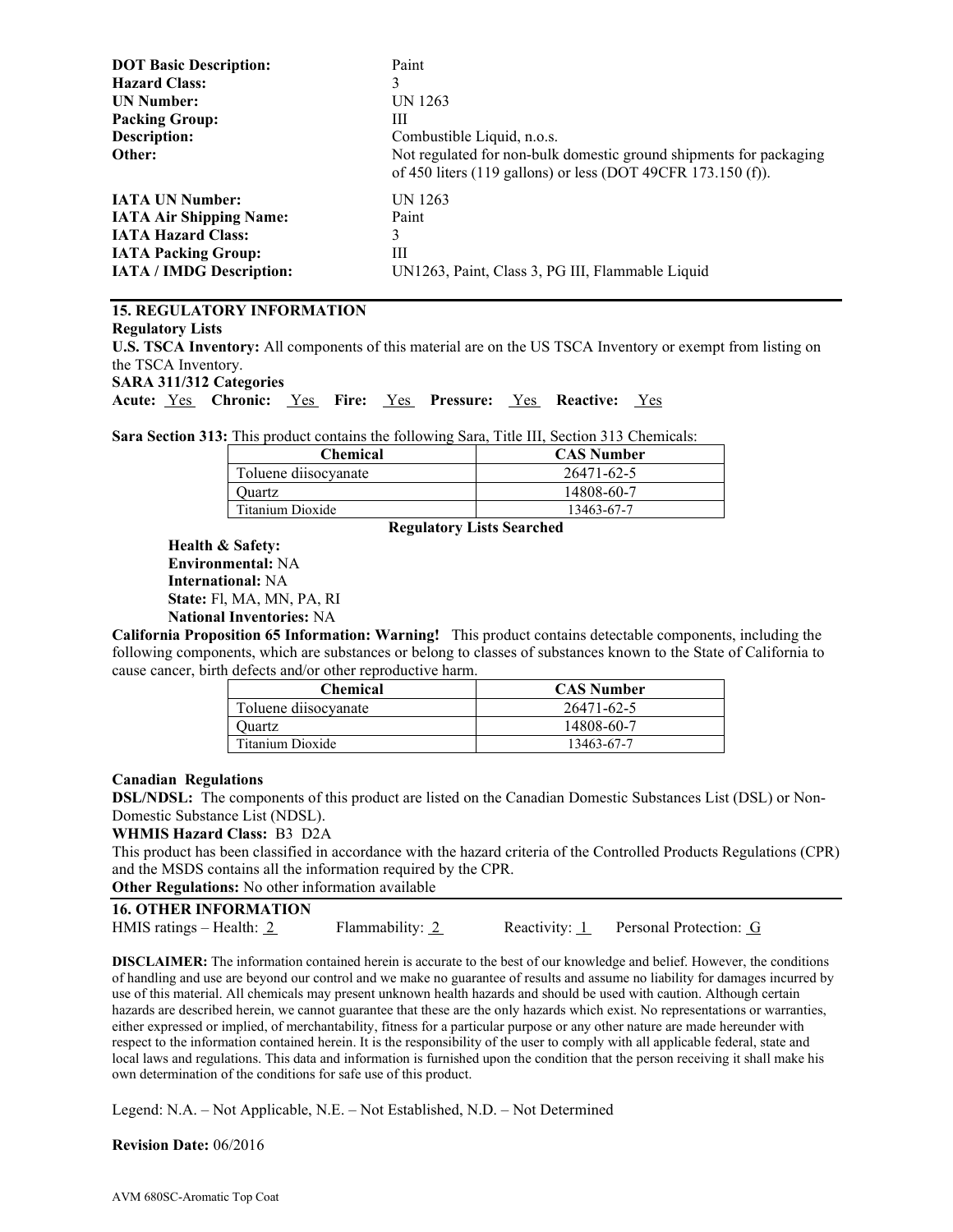**DOT Basic Description:** Paint
**Hazard Class:** 3
**UN Number:** UN 1263
**Packing Group:** III
**Description:** Combustible Liquid, n.o.s.
**Other:** Not regulated for non-bulk domestic ground shipments for packaging of 450 liters (119 gallons) or less (DOT 49CFR 173.150 (f)).

**IATA UN Number:** UN 1263
**IATA Air Shipping Name:** Paint
**IATA Hazard Class:** 3
**IATA Packing Group:** III
**IATA / IMDG Description:** UN1263, Paint, Class 3, PG III, Flammable Liquid

## 15. REGULATORY INFORMATION

**Regulatory Lists**

**U.S. TSCA Inventory:** All components of this material are on the US TSCA Inventory or exempt from listing on the TSCA Inventory.

**SARA 311/312 Categories**

**Acute:** Yes **Chronic:** Yes **Fire:** Yes **Pressure:** Yes **Reactive:** Yes

**Sara Section 313:** This product contains the following Sara, Title III, Section 313 Chemicals:

| Chemical | CAS Number |
|---|---|
| Toluene diisocyanate | 26471-62-5 |
| Quartz | 14808-60-7 |
| Titanium Dioxide | 13463-67-7 |

**Regulatory Lists Searched**

**Health & Safety:**
**Environmental:** NA
**International:** NA
**State:** Fl, MA, MN, PA, RI
**National Inventories:** NA

**California Proposition 65 Information: Warning!** This product contains detectable components, including the following components, which are substances or belong to classes of substances known to the State of California to cause cancer, birth defects and/or other reproductive harm.

| Chemical | CAS Number |
|---|---|
| Toluene diisocyanate | 26471-62-5 |
| Quartz | 14808-60-7 |
| Titanium Dioxide | 13463-67-7 |

**Canadian Regulations**

**DSL/NDSL:** The components of this product are listed on the Canadian Domestic Substances List (DSL) or Non-Domestic Substance List (NDSL).

**WHMIS Hazard Class:** B3 D2A

This product has been classified in accordance with the hazard criteria of the Controlled Products Regulations (CPR) and the MSDS contains all the information required by the CPR.

**Other Regulations:** No other information available

## 16. OTHER INFORMATION

HMIS ratings – Health: 2 Flammability: 2 Reactivity: 1 Personal Protection: G

**DISCLAIMER:** The information contained herein is accurate to the best of our knowledge and belief. However, the conditions of handling and use are beyond our control and we make no guarantee of results and assume no liability for damages incurred by use of this material. All chemicals may present unknown health hazards and should be used with caution. Although certain hazards are described herein, we cannot guarantee that these are the only hazards which exist. No representations or warranties, either expressed or implied, of merchantability, fitness for a particular purpose or any other nature are made hereunder with respect to the information contained herein. It is the responsibility of the user to comply with all applicable federal, state and local laws and regulations. This data and information is furnished upon the condition that the person receiving it shall make his own determination of the conditions for safe use of this product.

Legend: N.A. – Not Applicable, N.E. – Not Established, N.D. – Not Determined

**Revision Date:** 06/2016